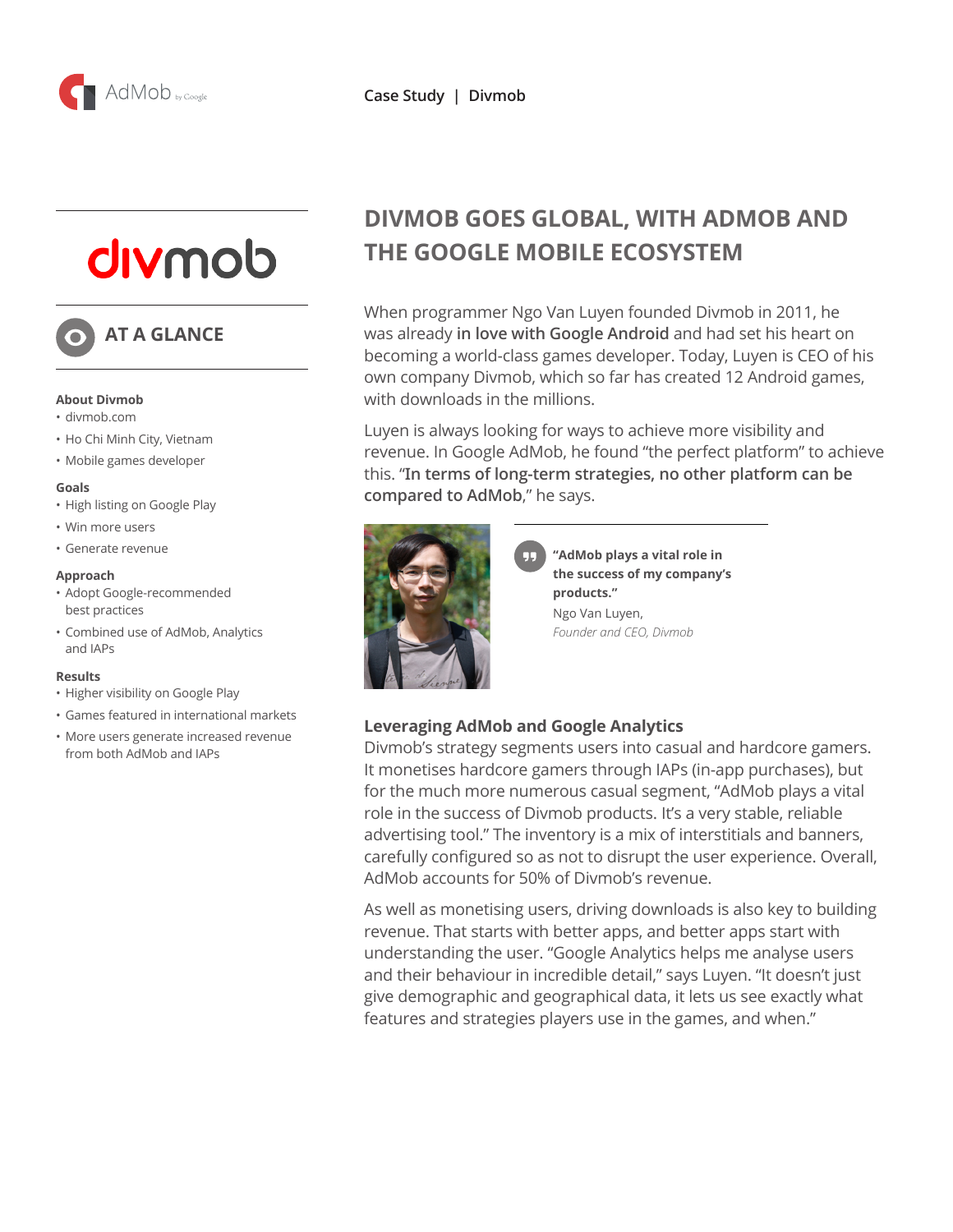Case Study | Divmob

# DIVMOB GOES GLOBAL, WITH ADMOB AND THE GOOGLE MOBILE ECOSYSTEM

## AT A GLANCE

**About Divmob**
- divmob.com
- Ho Chi Minh City, Vietnam
- Mobile games developer

**Goals**
- High listing on Google Play
- Win more users
- Generate revenue

**Approach**
- Adopt Google-recommended best practices
- Combined use of AdMob, Analytics and IAPs

**Results**
- Higher visibility on Google Play
- Games featured in international markets
- More users generate increased revenue from both AdMob and IAPs

When programmer Ngo Van Luyen founded Divmob in 2011, he was already **in love with Google Android** and had set his heart on becoming a world-class games developer. Today, Luyen is CEO of his own company Divmob, which so far has created 12 Android games, with downloads in the millions.

Luyen is always looking for ways to achieve more visibility and revenue. In Google AdMob, he found "the perfect platform" to achieve this. "**In terms of long-term strategies, no other platform can be compared to AdMob**," he says.

> **"AdMob plays a vital role in the success of my company's products."**
>
> Ngo Van Luyen,
> *Founder and CEO, Divmob*

### Leveraging AdMob and Google Analytics

Divmob's strategy segments users into casual and hardcore gamers. It monetises hardcore gamers through IAPs (in-app purchases), but for the much more numerous casual segment, "AdMob plays a vital role in the success of Divmob products. It's a very stable, reliable advertising tool." The inventory is a mix of interstitials and banners, carefully configured so as not to disrupt the user experience. Overall, AdMob accounts for 50% of Divmob's revenue.

As well as monetising users, driving downloads is also key to building revenue. That starts with better apps, and better apps start with understanding the user. "Google Analytics helps me analyse users and their behaviour in incredible detail," says Luyen. "It doesn't just give demographic and geographical data, it lets us see exactly what features and strategies players use in the games, and when."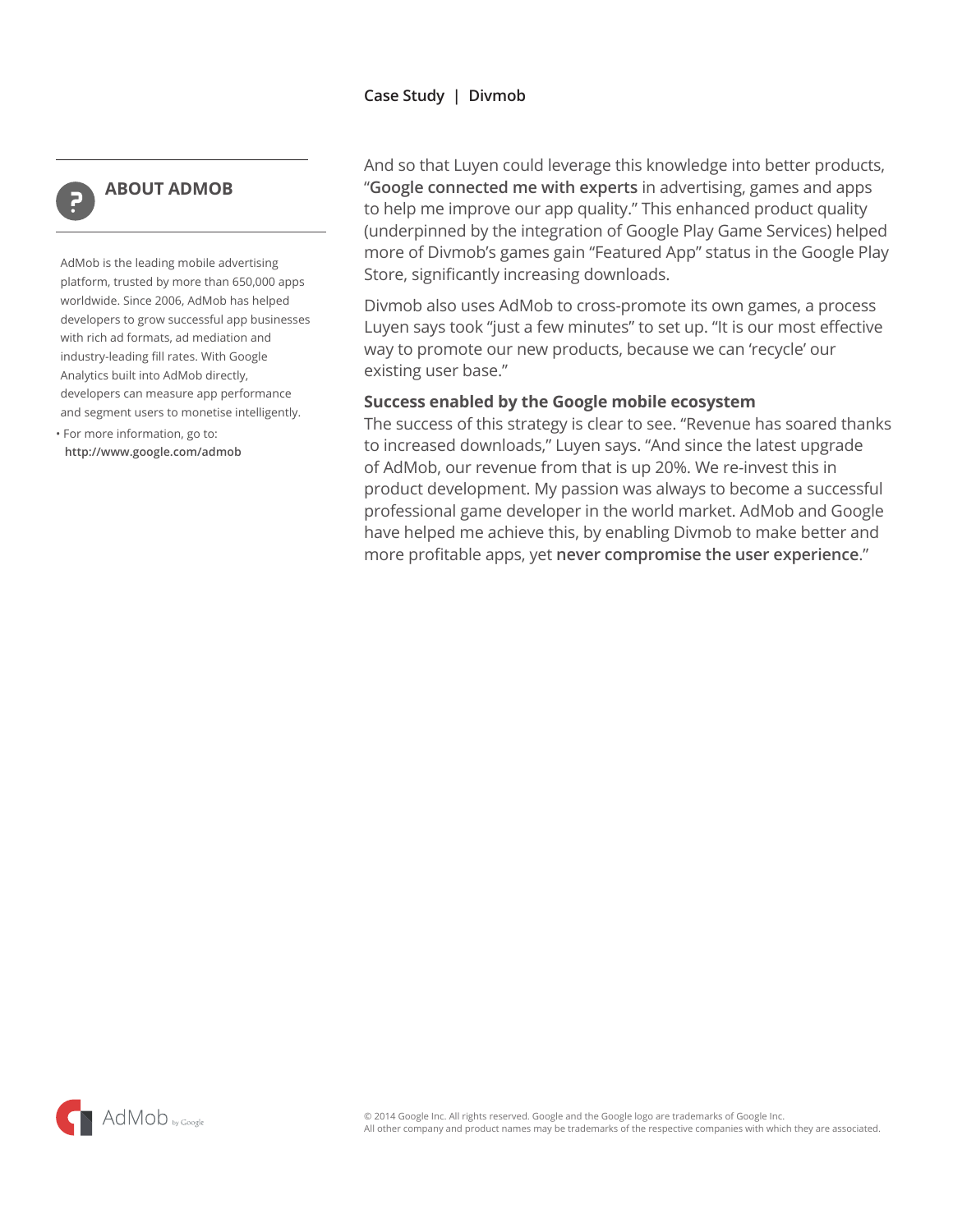And so that Luyen could leverage this knowledge into better products, "**Google connected me with experts** in advertising, games and apps to help me improve our app quality." This enhanced product quality (underpinned by the integration of Google Play Game Services) helped more of Divmob's games gain "Featured App" status in the Google Play Store, significantly increasing downloads.

Divmob also uses AdMob to cross-promote its own games, a process Luyen says took "just a few minutes" to set up. "It is our most effective way to promote our new products, because we can 'recycle' our existing user base."

### Success enabled by the Google mobile ecosystem

The success of this strategy is clear to see. "Revenue has soared thanks to increased downloads," Luyen says. "And since the latest upgrade of AdMob, our revenue from that is up 20%. We re-invest this in product development. My passion was always to become a successful professional game developer in the world market. AdMob and Google have helped me achieve this, by enabling Divmob to make better and more profitable apps, yet **never compromise the user experience**."

## ABOUT ADMOB

AdMob is the leading mobile advertising platform, trusted by more than 650,000 apps worldwide. Since 2006, AdMob has helped developers to grow successful app businesses with rich ad formats, ad mediation and industry-leading fill rates. With Google Analytics built into AdMob directly, developers can measure app performance and segment users to monetise intelligently.

- For more information, go to: **http://www.google.com/admob**

© 2014 Google Inc. All rights reserved. Google and the Google logo are trademarks of Google Inc.
All other company and product names may be trademarks of the respective companies with which they are associated.